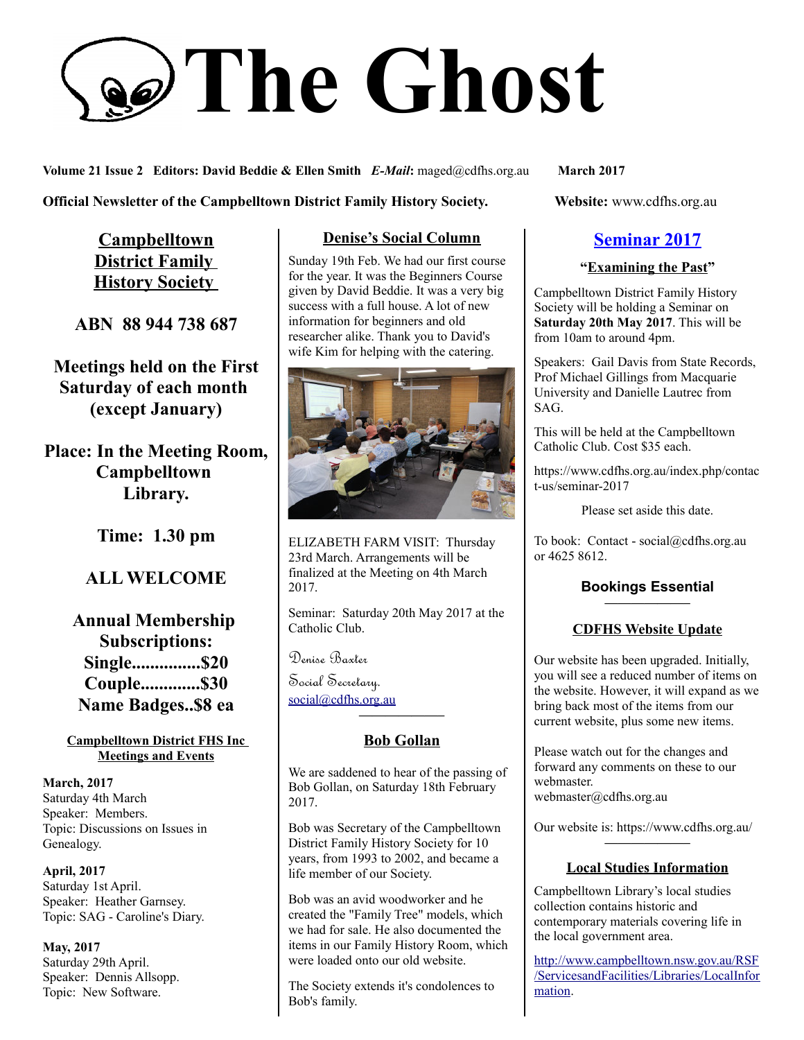# The Ghost

**Volume 21 Issue 2 Editors: David Beddie & Ellen Smith** ***E-Mail*****:** maged@cdfhs.org.au **March 2017**

**Official Newsletter of the Campbelltown District Family History Society.** **Website:** www.cdfhs.org.au

## Campbelltown District Family History Society

**ABN 88 944 738 687**

**Meetings held on the First Saturday of each month (except January)**

**Place: In the Meeting Room, Campbelltown Library.**

**Time: 1.30 pm**

**ALL WELCOME**

**Annual Membership Subscriptions:**
**Single...............$20**
**Couple.............$30**
**Name Badges..$8 ea**

### Campbelltown District FHS Inc Meetings and Events

**March, 2017**
Saturday 4th March
Speaker: Members.
Topic: Discussions on Issues in Genealogy.

**April, 2017**
Saturday 1st April.
Speaker: Heather Garnsey.
Topic: SAG - Caroline's Diary.

**May, 2017**
Saturday 29th April.
Speaker: Dennis Allsopp.
Topic: New Software.

## Denise's Social Column

Sunday 19th Feb. We had our first course for the year. It was the Beginners Course given by David Beddie. It was a very big success with a full house. A lot of new information for beginners and old researcher alike. Thank you to David's wife Kim for helping with the catering.

ELIZABETH FARM VISIT: Thursday 23rd March. Arrangements will be finalized at the Meeting on 4th March 2017.

Seminar: Saturday 20th May 2017 at the Catholic Club.

Denise Baxter
Social Secretary.
social@cdfhs.org.au

## Bob Gollan

We are saddened to hear of the passing of Bob Gollan, on Saturday 18th February 2017.

Bob was Secretary of the Campbelltown District Family History Society for 10 years, from 1993 to 2002, and became a life member of our Society.

Bob was an avid woodworker and he created the "Family Tree" models, which we had for sale. He also documented the items in our Family History Room, which were loaded onto our old website.

The Society extends it's condolences to Bob's family.

## Seminar 2017

**"Examining the Past"**

Campbelltown District Family History Society will be holding a Seminar on **Saturday 20th May 2017**. This will be from 10am to around 4pm.

Speakers: Gail Davis from State Records, Prof Michael Gillings from Macquarie University and Danielle Lautrec from SAG.

This will be held at the Campbelltown Catholic Club. Cost $35 each.

https://www.cdfhs.org.au/index.php/contact-us/seminar-2017

Please set aside this date.

To book: Contact - social@cdfhs.org.au or 4625 8612.

**Bookings Essential**

## CDFHS Website Update

Our website has been upgraded. Initially, you will see a reduced number of items on the website. However, it will expand as we bring back most of the items from our current website, plus some new items.

Please watch out for the changes and forward any comments on these to our webmaster.
webmaster@cdfhs.org.au

Our website is: https://www.cdfhs.org.au/

## Local Studies Information

Campbelltown Library's local studies collection contains historic and contemporary materials covering life in the local government area.

http://www.campbelltown.nsw.gov.au/RSF/ServicesandFacilities/Libraries/LocalInformation.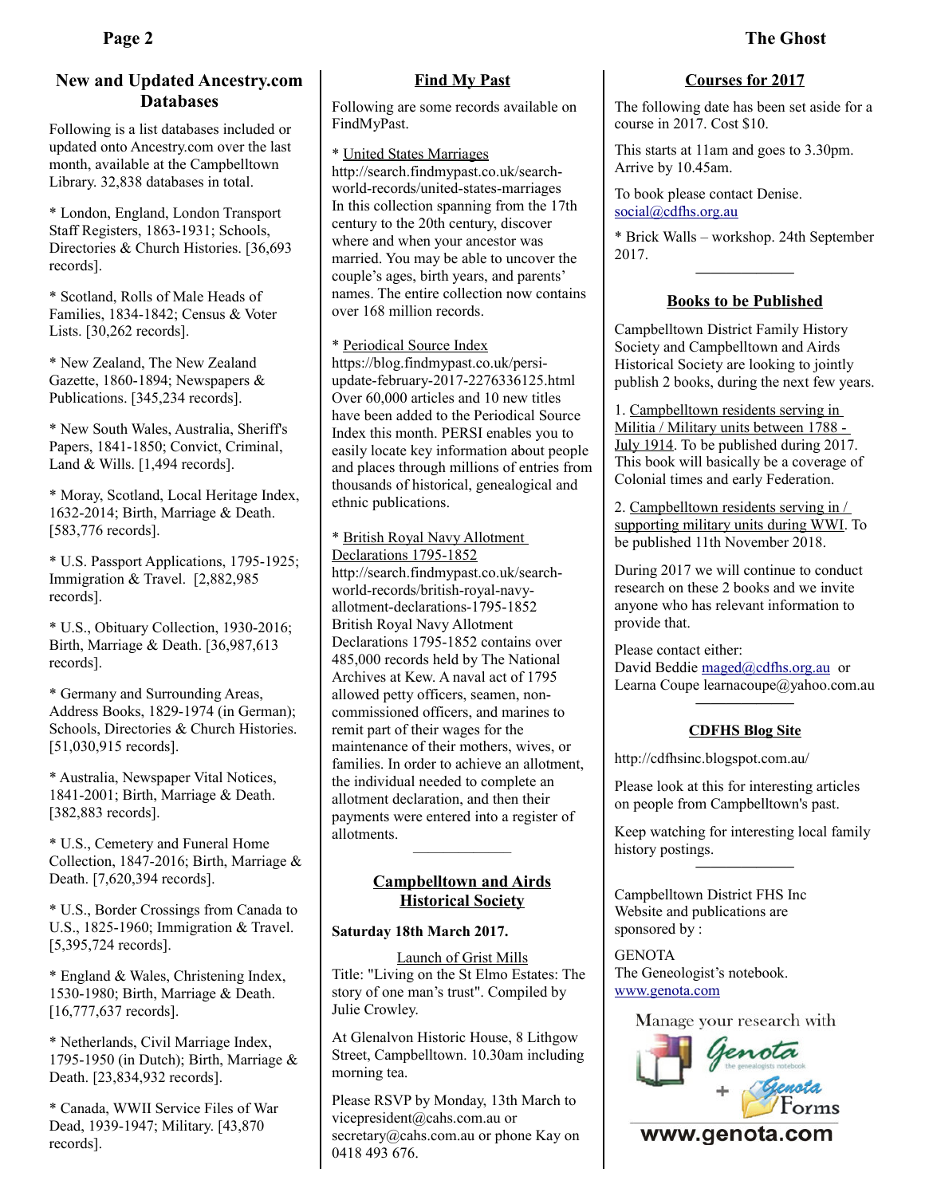## New and Updated Ancestry.com Databases

Following is a list databases included or updated onto Ancestry.com over the last month, available at the Campbelltown Library. 32,838 databases in total.

* London, England, London Transport Staff Registers, 1863-1931; Schools, Directories & Church Histories. [36,693 records].

* Scotland, Rolls of Male Heads of Families, 1834-1842; Census & Voter Lists. [30,262 records].

* New Zealand, The New Zealand Gazette, 1860-1894; Newspapers & Publications. [345,234 records].

* New South Wales, Australia, Sheriff's Papers, 1841-1850; Convict, Criminal, Land & Wills. [1,494 records].

* Moray, Scotland, Local Heritage Index, 1632-2014; Birth, Marriage & Death. [583,776 records].

* U.S. Passport Applications, 1795-1925; Immigration & Travel. [2,882,985 records].

* U.S., Obituary Collection, 1930-2016; Birth, Marriage & Death. [36,987,613 records].

* Germany and Surrounding Areas, Address Books, 1829-1974 (in German); Schools, Directories & Church Histories. [51,030,915 records].

* Australia, Newspaper Vital Notices, 1841-2001; Birth, Marriage & Death. [382,883 records].

* U.S., Cemetery and Funeral Home Collection, 1847-2016; Birth, Marriage & Death. [7,620,394 records].

* U.S., Border Crossings from Canada to U.S., 1825-1960; Immigration & Travel. [5,395,724 records].

* England & Wales, Christening Index, 1530-1980; Birth, Marriage & Death. [16,777,637 records].

* Netherlands, Civil Marriage Index, 1795-1950 (in Dutch); Birth, Marriage & Death. [23,834,932 records].

* Canada, WWII Service Files of War Dead, 1939-1947; Military. [43,870 records].

## Find My Past

Following are some records available on FindMyPast.

* United States Marriages
http://search.findmypast.co.uk/search-world-records/united-states-marriages
In this collection spanning from the 17th century to the 20th century, discover where and when your ancestor was married. You may be able to uncover the couple's ages, birth years, and parents' names. The entire collection now contains over 168 million records.

* Periodical Source Index
https://blog.findmypast.co.uk/persi-update-february-2017-2276336125.html
Over 60,000 articles and 10 new titles have been added to the Periodical Source Index this month. PERSI enables you to easily locate key information about people and places through millions of entries from thousands of historical, genealogical and ethnic publications.

* British Royal Navy Allotment Declarations 1795-1852
http://search.findmypast.co.uk/search-world-records/british-royal-navy-allotment-declarations-1795-1852
British Royal Navy Allotment Declarations 1795-1852 contains over 485,000 records held by The National Archives at Kew. A naval act of 1795 allowed petty officers, seamen, non-commissioned officers, and marines to remit part of their wages for the maintenance of their mothers, wives, or families. In order to achieve an allotment, the individual needed to complete an allotment declaration, and then their payments were entered into a register of allotments.

## Campbelltown and Airds Historical Society

**Saturday 18th March 2017.**

Launch of Grist Mills
Title: "Living on the St Elmo Estates: The story of one man's trust". Compiled by Julie Crowley.

At Glenalvon Historic House, 8 Lithgow Street, Campbelltown. 10.30am including morning tea.

Please RSVP by Monday, 13th March to vicepresident@cahs.com.au or secretary@cahs.com.au or phone Kay on 0418 493 676.

## Courses for 2017

The following date has been set aside for a course in 2017. Cost $10.

This starts at 11am and goes to 3.30pm. Arrive by 10.45am.

To book please contact Denise. social@cdfhs.org.au

* Brick Walls – workshop. 24th September 2017.

## Books to be Published

Campbelltown District Family History Society and Campbelltown and Airds Historical Society are looking to jointly publish 2 books, during the next few years.

1. Campbelltown residents serving in Militia / Military units between 1788 - July 1914. To be published during 2017. This book will basically be a coverage of Colonial times and early Federation.

2. Campbelltown residents serving in / supporting military units during WWI. To be published 11th November 2018.

During 2017 we will continue to conduct research on these 2 books and we invite anyone who has relevant information to provide that.

Please contact either:
David Beddie maged@cdfhs.org.au or
Learna Coupe learnacoupe@yahoo.com.au

## CDFHS Blog Site

http://cdfhsinc.blogspot.com.au/

Please look at this for interesting articles on people from Campbelltown's past.

Keep watching for interesting local family history postings.

Campbelltown District FHS Inc Website and publications are sponsored by :

GENOTA
The Geneologist's notebook.
www.genota.com

Manage your research with Genota the genealogists notebook + Genota Forms
www.genota.com